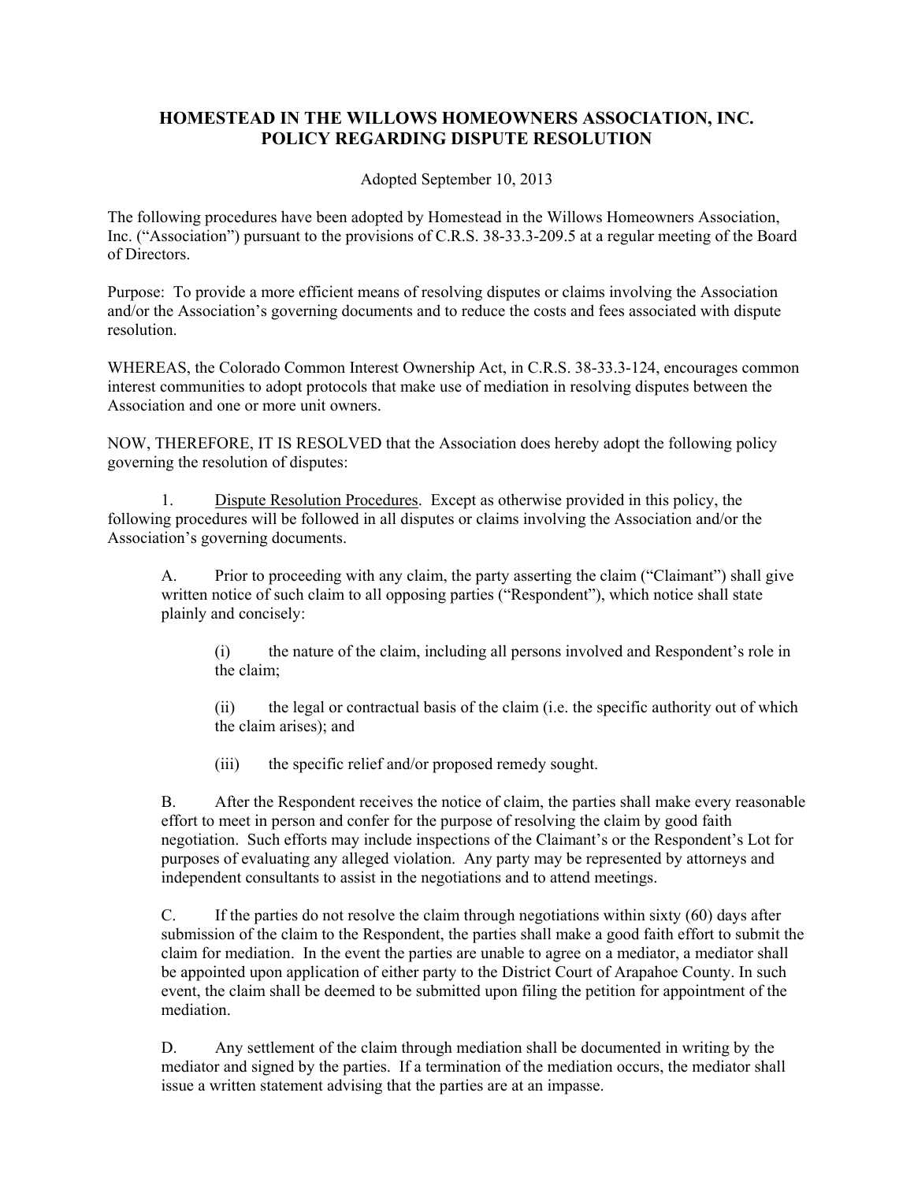# HOMESTEAD IN THE WILLOWS HOMEOWNERS ASSOCIATION, INC.
# POLICY REGARDING DISPUTE RESOLUTION

Adopted September 10, 2013

The following procedures have been adopted by Homestead in the Willows Homeowners Association, Inc. ("Association") pursuant to the provisions of C.R.S. 38-33.3-209.5 at a regular meeting of the Board of Directors.

Purpose: To provide a more efficient means of resolving disputes or claims involving the Association and/or the Association's governing documents and to reduce the costs and fees associated with dispute resolution.

WHEREAS, the Colorado Common Interest Ownership Act, in C.R.S. 38-33.3-124, encourages common interest communities to adopt protocols that make use of mediation in resolving disputes between the Association and one or more unit owners.

NOW, THEREFORE, IT IS RESOLVED that the Association does hereby adopt the following policy governing the resolution of disputes:

1. Dispute Resolution Procedures. Except as otherwise provided in this policy, the following procedures will be followed in all disputes or claims involving the Association and/or the Association's governing documents.

A. Prior to proceeding with any claim, the party asserting the claim ("Claimant") shall give written notice of such claim to all opposing parties ("Respondent"), which notice shall state plainly and concisely:

(i) the nature of the claim, including all persons involved and Respondent's role in the claim;

(ii) the legal or contractual basis of the claim (i.e. the specific authority out of which the claim arises); and

(iii) the specific relief and/or proposed remedy sought.

B. After the Respondent receives the notice of claim, the parties shall make every reasonable effort to meet in person and confer for the purpose of resolving the claim by good faith negotiation. Such efforts may include inspections of the Claimant's or the Respondent's Lot for purposes of evaluating any alleged violation. Any party may be represented by attorneys and independent consultants to assist in the negotiations and to attend meetings.

C. If the parties do not resolve the claim through negotiations within sixty (60) days after submission of the claim to the Respondent, the parties shall make a good faith effort to submit the claim for mediation. In the event the parties are unable to agree on a mediator, a mediator shall be appointed upon application of either party to the District Court of Arapahoe County. In such event, the claim shall be deemed to be submitted upon filing the petition for appointment of the mediation.

D. Any settlement of the claim through mediation shall be documented in writing by the mediator and signed by the parties. If a termination of the mediation occurs, the mediator shall issue a written statement advising that the parties are at an impasse.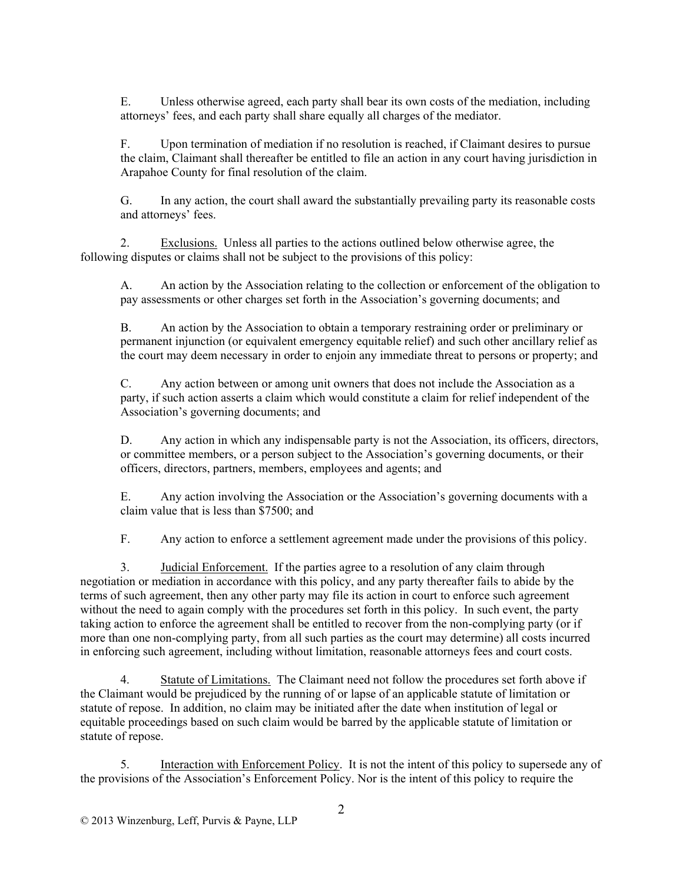E. Unless otherwise agreed, each party shall bear its own costs of the mediation, including attorneys' fees, and each party shall share equally all charges of the mediator.

F. Upon termination of mediation if no resolution is reached, if Claimant desires to pursue the claim, Claimant shall thereafter be entitled to file an action in any court having jurisdiction in Arapahoe County for final resolution of the claim.

G. In any action, the court shall award the substantially prevailing party its reasonable costs and attorneys' fees.

2. Exclusions. Unless all parties to the actions outlined below otherwise agree, the following disputes or claims shall not be subject to the provisions of this policy:

A. An action by the Association relating to the collection or enforcement of the obligation to pay assessments or other charges set forth in the Association's governing documents; and

B. An action by the Association to obtain a temporary restraining order or preliminary or permanent injunction (or equivalent emergency equitable relief) and such other ancillary relief as the court may deem necessary in order to enjoin any immediate threat to persons or property; and

C. Any action between or among unit owners that does not include the Association as a party, if such action asserts a claim which would constitute a claim for relief independent of the Association's governing documents; and

D. Any action in which any indispensable party is not the Association, its officers, directors, or committee members, or a person subject to the Association's governing documents, or their officers, directors, partners, members, employees and agents; and

E. Any action involving the Association or the Association's governing documents with a claim value that is less than $7500; and

F. Any action to enforce a settlement agreement made under the provisions of this policy.

3. Judicial Enforcement. If the parties agree to a resolution of any claim through negotiation or mediation in accordance with this policy, and any party thereafter fails to abide by the terms of such agreement, then any other party may file its action in court to enforce such agreement without the need to again comply with the procedures set forth in this policy. In such event, the party taking action to enforce the agreement shall be entitled to recover from the non-complying party (or if more than one non-complying party, from all such parties as the court may determine) all costs incurred in enforcing such agreement, including without limitation, reasonable attorneys fees and court costs.

4. Statute of Limitations. The Claimant need not follow the procedures set forth above if the Claimant would be prejudiced by the running of or lapse of an applicable statute of limitation or statute of repose. In addition, no claim may be initiated after the date when institution of legal or equitable proceedings based on such claim would be barred by the applicable statute of limitation or statute of repose.

5. Interaction with Enforcement Policy. It is not the intent of this policy to supersede any of the provisions of the Association's Enforcement Policy. Nor is the intent of this policy to require the

© 2013 Winzenburg, Leff, Purvis & Payne, LLP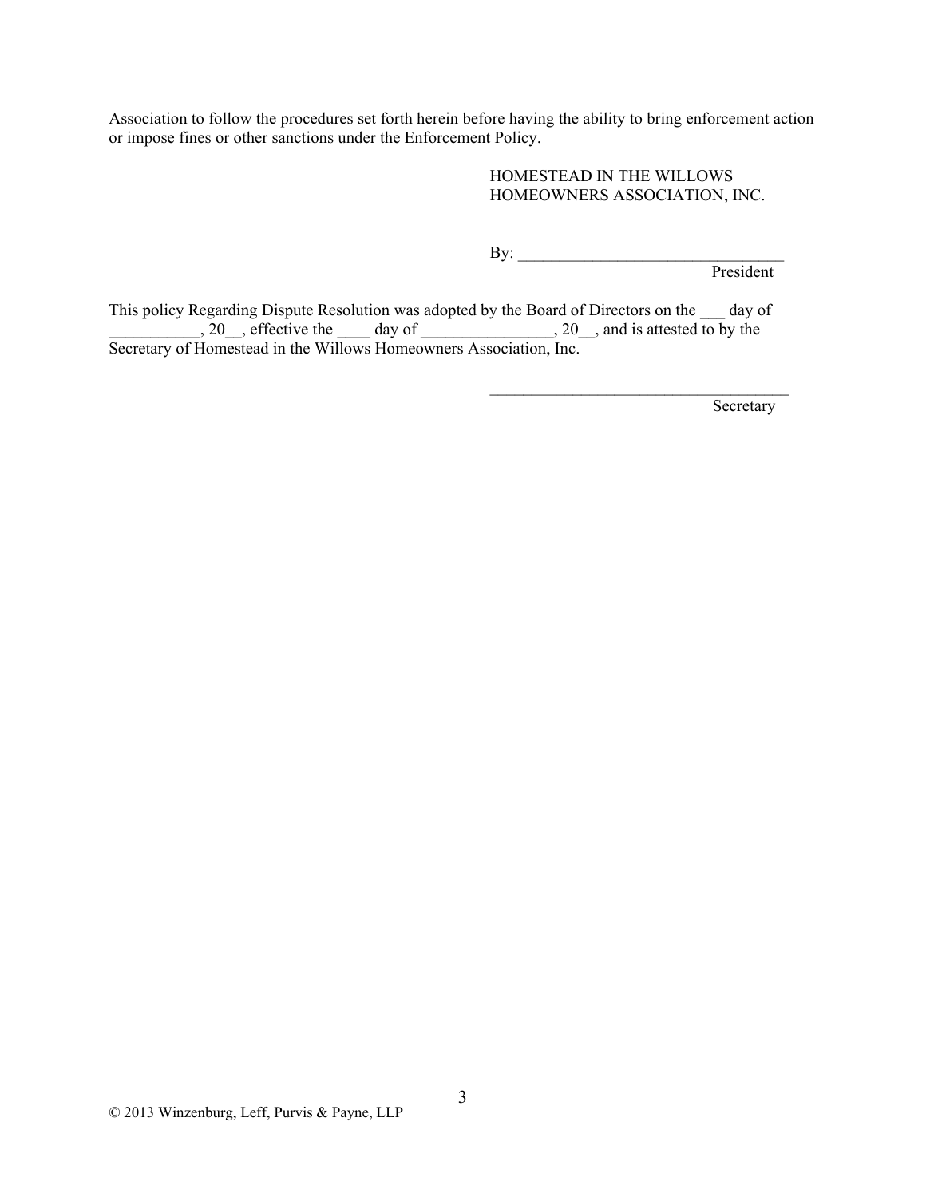Association to follow the procedures set forth herein before having the ability to bring enforcement action or impose fines or other sanctions under the Enforcement Policy.

HOMESTEAD IN THE WILLOWS
HOMEOWNERS ASSOCIATION, INC.

By: ________________________________
President

This policy Regarding Dispute Resolution was adopted by the Board of Directors on the ___ day of ___________, 20__, effective the ____ day of ________________, 20__, and is attested to by the Secretary of Homestead in the Willows Homeowners Association, Inc.

____________________________________
Secretary

© 2013 Winzenburg, Leff, Purvis & Payne, LLP